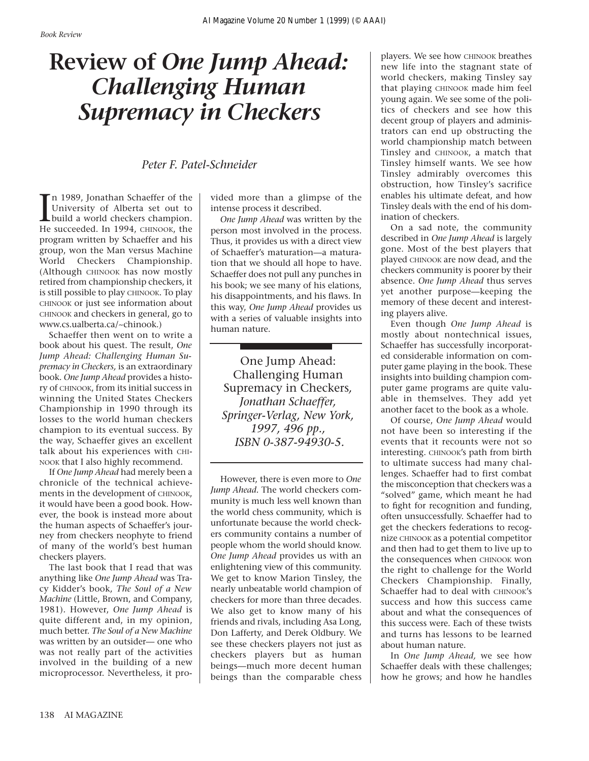*Book Review*

# Review of *One Jump Ahead: Challenging Human Supremacy in Checkers*

*Peter F. Patel-Schneider*

In 1989, Jonathan Schaeffer of the University of Alberta set out to build a world checkers champion. He succeeded. In 1994, CHINOOK, the program written by Schaeffer and his group, won the Man versus Machine World Checkers Championship. (Although CHINOOK has now mostly retired from championship checkers, it is still possible to play CHINOOK. To play CHINOOK or just see information about CHINOOK and checkers in general, go to www.cs.ualberta.ca/~chinook.)

Schaeffer then went on to write a book about his quest. The result, *One Jump Ahead: Challenging Human Supremacy in Checkers,* is an extraordinary book. *One Jump Ahead* provides a history of CHINOOK, from its initial success in winning the United States Checkers Championship in 1990 through its losses to the world human checkers champion to its eventual success. By the way, Schaeffer gives an excellent talk about his experiences with CHINOOK that I also highly recommend.

If *One Jump Ahead* had merely been a chronicle of the technical achievements in the development of CHINOOK, it would have been a good book. However, the book is instead more about the human aspects of Schaeffer's journey from checkers neophyte to friend of many of the world's best human checkers players.

The last book that I read that was anything like *One Jump Ahead* was Tracy Kidder's book, *The Soul of a New Machine* (Little, Brown, and Company, 1981). However, *One Jump Ahead* is quite different and, in my opinion, much better. *The Soul of a New Machine* was written by an outsider— one who was not really part of the activities involved in the building of a new microprocessor. Nevertheless, it provided more than a glimpse of the intense process it described.

*One Jump Ahead* was written by the person most involved in the process. Thus, it provides us with a direct view of Schaeffer's maturation—a maturation that we should all hope to have. Schaeffer does not pull any punches in his book; we see many of his elations, his disappointments, and his flaws. In this way, *One Jump Ahead* provides us with a series of valuable insights into human nature.

One Jump Ahead: Challenging Human Supremacy in Checkers, *Jonathan Schaeffer, Springer-Verlag, New York, 1997, 496 pp., ISBN 0-387-94930-5.*

However, there is even more to *One Jump Ahead*. The world checkers community is much less well known than the world chess community, which is unfortunate because the world checkers community contains a number of people whom the world should know. *One Jump Ahead* provides us with an enlightening view of this community. We get to know Marion Tinsley, the nearly unbeatable world champion of checkers for more than three decades. We also get to know many of his friends and rivals, including Asa Long, Don Lafferty, and Derek Oldbury. We see these checkers players not just as checkers players but as human beings—much more decent human beings than the comparable chess players. We see how CHINOOK breathes new life into the stagnant state of world checkers, making Tinsley say that playing CHINOOK made him feel young again. We see some of the politics of checkers and see how this decent group of players and administrators can end up obstructing the world championship match between Tinsley and CHINOOK, a match that Tinsley himself wants. We see how Tinsley admirably overcomes this obstruction, how Tinsley's sacrifice enables his ultimate defeat, and how Tinsley deals with the end of his domination of checkers.

On a sad note, the community described in *One Jump Ahead* is largely gone. Most of the best players that played CHINOOK are now dead, and the checkers community is poorer by their absence. *One Jump Ahead* thus serves yet another purpose—keeping the memory of these decent and interesting players alive.

Even though *One Jump Ahead* is mostly about nontechnical issues, Schaeffer has successfully incorporated considerable information on computer game playing in the book. These insights into building champion computer game programs are quite valuable in themselves. They add yet another facet to the book as a whole.

Of course, *One Jump Ahead* would not have been so interesting if the events that it recounts were not so interesting. CHINOOK's path from birth to ultimate success had many challenges. Schaeffer had to first combat the misconception that checkers was a "solved" game, which meant he had to fight for recognition and funding, often unsuccessfully. Schaeffer had to get the checkers federations to recognize CHINOOK as a potential competitor and then had to get them to live up to the consequences when CHINOOK won the right to challenge for the World Checkers Championship. Finally, Schaeffer had to deal with CHINOOK's success and how this success came about and what the consequences of this success were. Each of these twists and turns has lessons to be learned about human nature.

In *One Jump Ahead,* we see how Schaeffer deals with these challenges; how he grows; and how he handles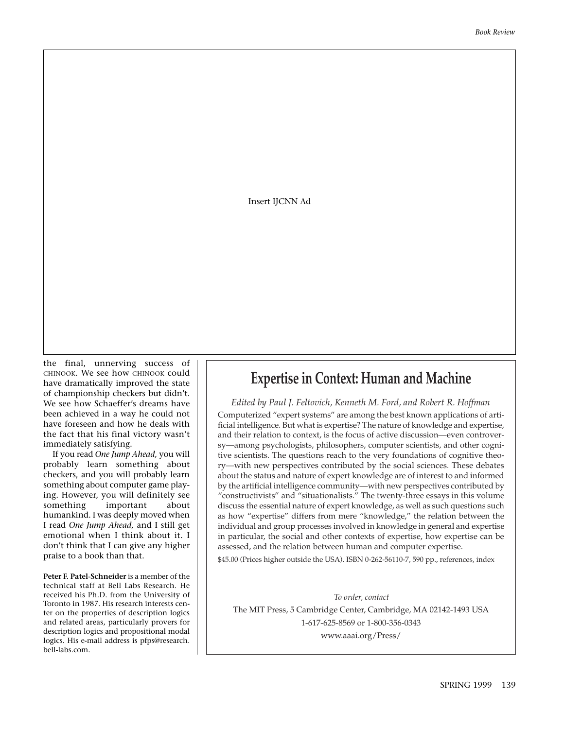Insert IJCNN Ad

the final, unnerving success of CHINOOK. We see how CHINOOK could have dramatically improved the state of championship checkers but didn't. We see how Schaeffer's dreams have been achieved in a way he could not have foreseen and how he deals with the fact that his final victory wasn't immediately satisfying.

If you read *One Jump Ahead,* you will probably learn something about checkers, and you will probably learn something about computer game playing. However, you will definitely see something important about humankind. I was deeply moved when I read *One Jump Ahead,* and I still get emotional when I think about it. I don't think that I can give any higher praise to a book than that.

**Peter F. Patel-Schneider** is a member of the technical staff at Bell Labs Research. He received his Ph.D. from the University of Toronto in 1987. His research interests center on the properties of description logics and related areas, particularly provers for description logics and propositional modal logics. His e-mail address is pfps@research.bell-labs.com.

## Expertise in Context: Human and Machine

*Edited by Paul J. Feltovich, Kenneth M. Ford, and Robert R. Hoffman*

Computerized "expert systems" are among the best known applications of artificial intelligence. But what is expertise? The nature of knowledge and expertise, and their relation to context, is the focus of active discussion—even controversy—among psychologists, philosophers, computer scientists, and other cognitive scientists. The questions reach to the very foundations of cognitive theory—with new perspectives contributed by the social sciences. These debates about the status and nature of expert knowledge are of interest to and informed by the artificial intelligence community—with new perspectives contributed by "constructivists" and "situationalists." The twenty-three essays in this volume discuss the essential nature of expert knowledge, as well as such questions such as how "expertise" differs from mere "knowledge," the relation between the individual and group processes involved in knowledge in general and expertise in particular, the social and other contexts of expertise, how expertise can be assessed, and the relation between human and computer expertise.

$45.00 (Prices higher outside the USA). ISBN 0-262-56110-7, 590 pp., references, index

*To order, contact*

The MIT Press, 5 Cambridge Center, Cambridge, MA 02142-1493 USA

1-617-625-8569 or 1-800-356-0343

www.aaai.org/Press/